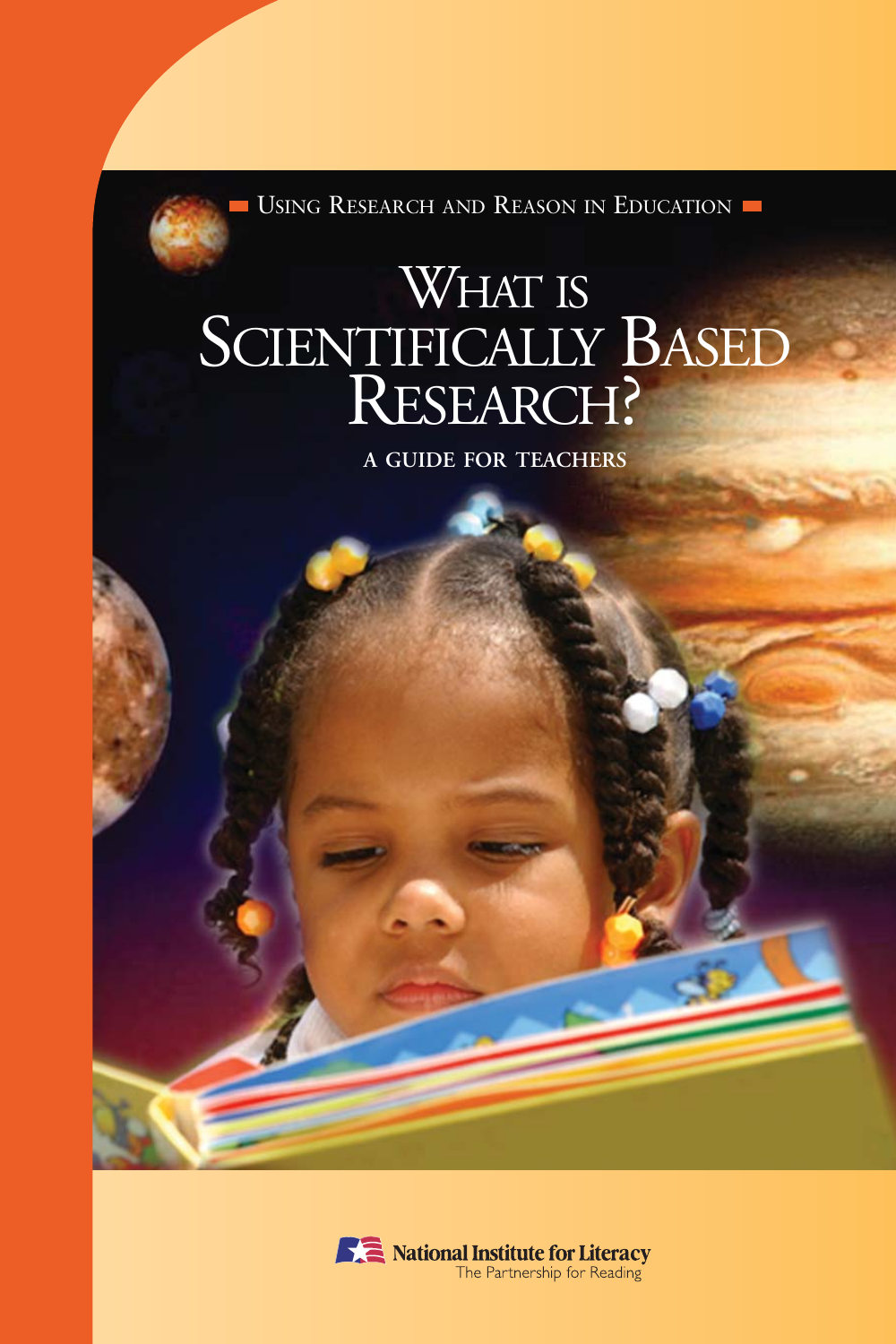Using Research and Reason in Education

# What is Scientifically Based Research?

## A Guide for Teachers

National Institute for Literacy

The Partnership for Reading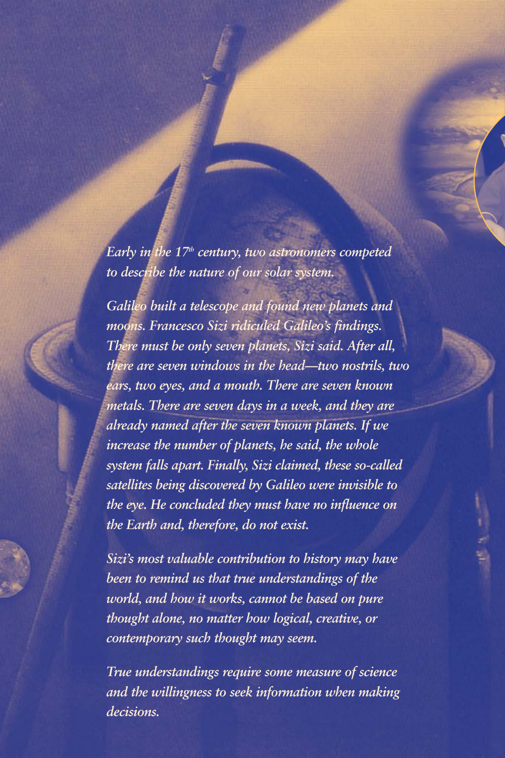*Early in the 17th century, two astronomers competed to describe the nature of our solar system.*

*Galileo built a telescope and found new planets and moons. Francesco Sizi ridiculed Galileo's findings. There must be only seven planets, Sizi said. After all, there are seven windows in the head—two nostrils, two ears, two eyes, and a mouth. There are seven known metals. There are seven days in a week, and they are already named after the seven known planets. If we increase the number of planets, he said, the whole system falls apart. Finally, Sizi claimed, these so-called satellites being discovered by Galileo were invisible to the eye. He concluded they must have no influence on the Earth and, therefore, do not exist.*

*Sizi's most valuable contribution to history may have been to remind us that true understandings of the world, and how it works, cannot be based on pure thought alone, no matter how logical, creative, or contemporary such thought may seem.*

*True understandings require some measure of science and the willingness to seek information when making decisions.*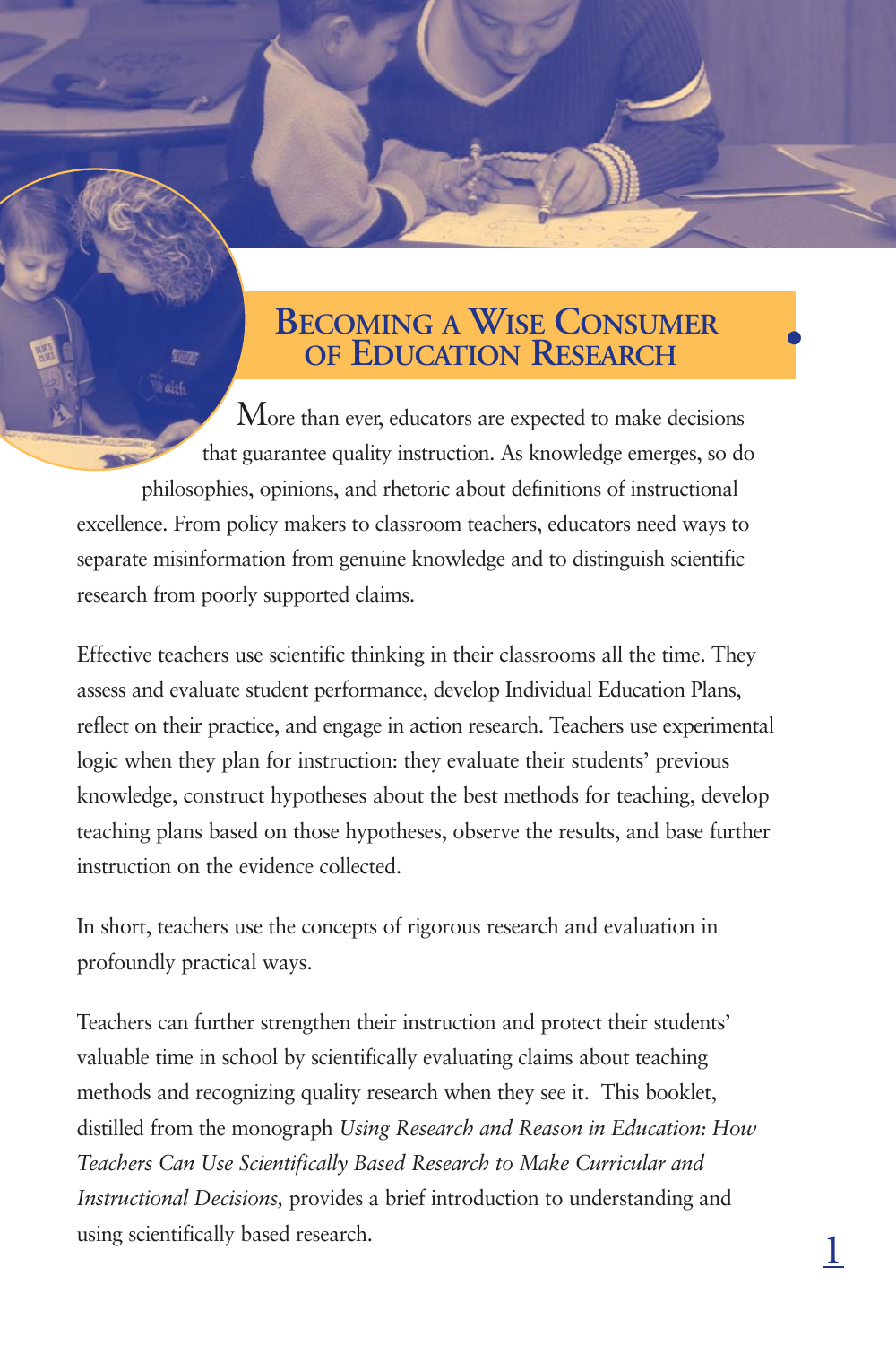# Becoming a Wise Consumer of Education Research

More than ever, educators are expected to make decisions that guarantee quality instruction. As knowledge emerges, so do philosophies, opinions, and rhetoric about definitions of instructional excellence. From policy makers to classroom teachers, educators need ways to separate misinformation from genuine knowledge and to distinguish scientific research from poorly supported claims.

Effective teachers use scientific thinking in their classrooms all the time. They assess and evaluate student performance, develop Individual Education Plans, reflect on their practice, and engage in action research. Teachers use experimental logic when they plan for instruction: they evaluate their students' previous knowledge, construct hypotheses about the best methods for teaching, develop teaching plans based on those hypotheses, observe the results, and base further instruction on the evidence collected.

In short, teachers use the concepts of rigorous research and evaluation in profoundly practical ways.

Teachers can further strengthen their instruction and protect their students' valuable time in school by scientifically evaluating claims about teaching methods and recognizing quality research when they see it. This booklet, distilled from the monograph *Using Research and Reason in Education: How Teachers Can Use Scientifically Based Research to Make Curricular and Instructional Decisions,* provides a brief introduction to understanding and using scientifically based research.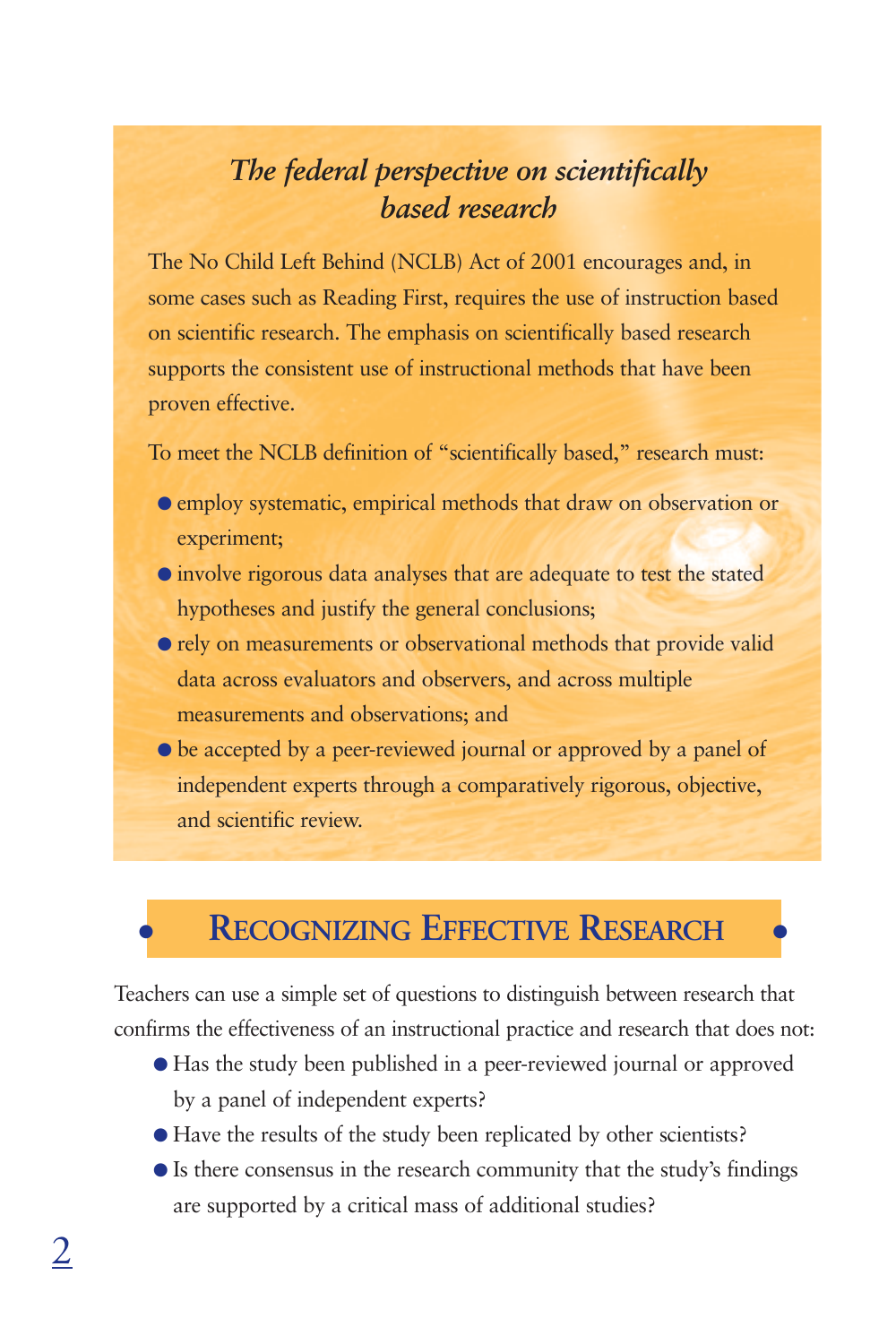### *The federal perspective on scientifically based research*

The No Child Left Behind (NCLB) Act of 2001 encourages and, in some cases such as Reading First, requires the use of instruction based on scientific research. The emphasis on scientifically based research supports the consistent use of instructional methods that have been proven effective.

To meet the NCLB definition of "scientifically based," research must:

- employ systematic, empirical methods that draw on observation or experiment;
- involve rigorous data analyses that are adequate to test the stated hypotheses and justify the general conclusions;
- rely on measurements or observational methods that provide valid data across evaluators and observers, and across multiple measurements and observations; and
- be accepted by a peer-reviewed journal or approved by a panel of independent experts through a comparatively rigorous, objective, and scientific review.

## Recognizing Effective Research

Teachers can use a simple set of questions to distinguish between research that confirms the effectiveness of an instructional practice and research that does not:

- Has the study been published in a peer-reviewed journal or approved by a panel of independent experts?
- Have the results of the study been replicated by other scientists?
- Is there consensus in the research community that the study's findings are supported by a critical mass of additional studies?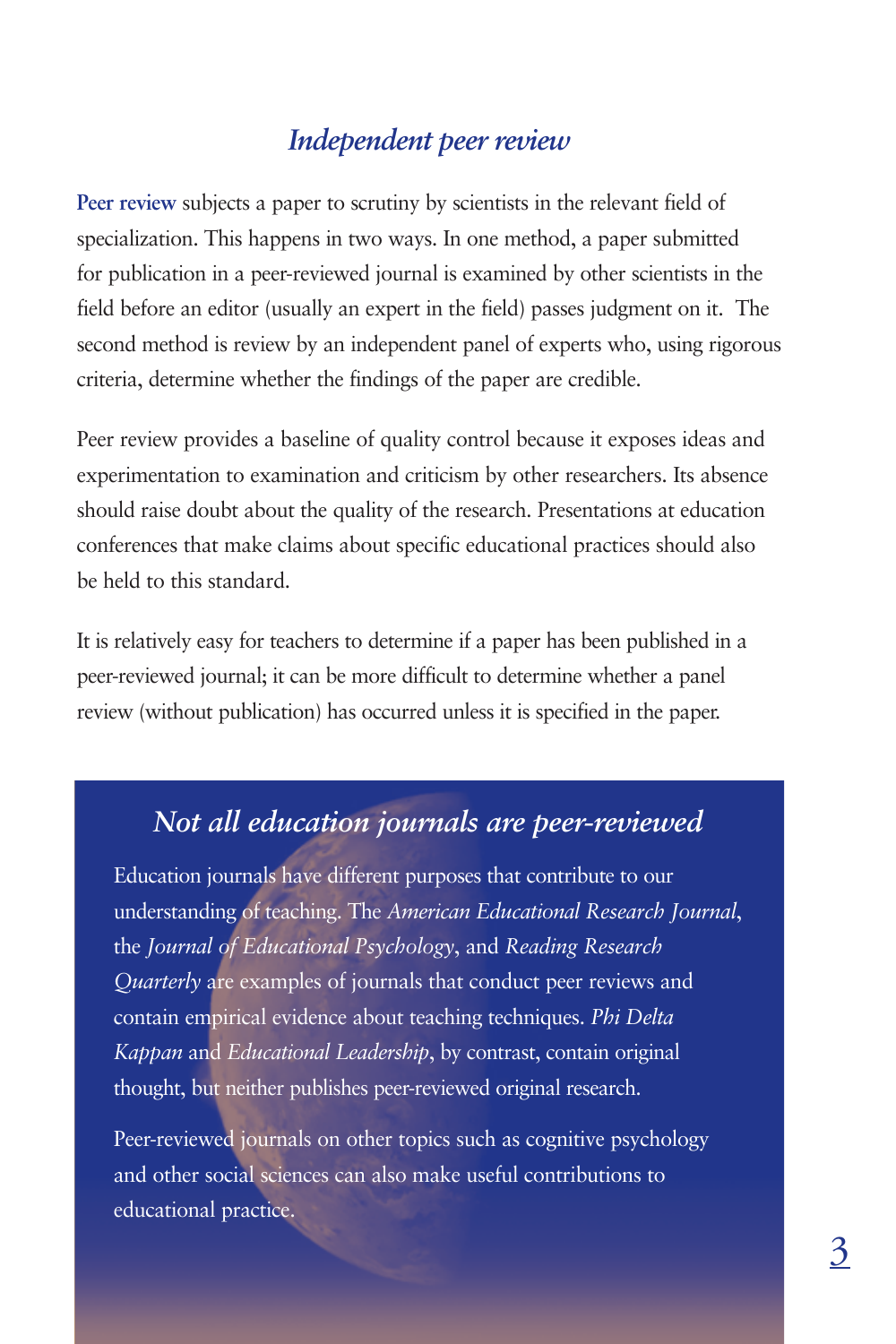## *Independent peer review*

**Peer review** subjects a paper to scrutiny by scientists in the relevant field of specialization. This happens in two ways. In one method, a paper submitted for publication in a peer-reviewed journal is examined by other scientists in the field before an editor (usually an expert in the field) passes judgment on it. The second method is review by an independent panel of experts who, using rigorous criteria, determine whether the findings of the paper are credible.

Peer review provides a baseline of quality control because it exposes ideas and experimentation to examination and criticism by other researchers. Its absence should raise doubt about the quality of the research. Presentations at education conferences that make claims about specific educational practices should also be held to this standard.

It is relatively easy for teachers to determine if a paper has been published in a peer-reviewed journal; it can be more difficult to determine whether a panel review (without publication) has occurred unless it is specified in the paper.

### *Not all education journals are peer-reviewed*

Education journals have different purposes that contribute to our understanding of teaching. The *American Educational Research Journal*, the *Journal of Educational Psychology*, and *Reading Research Quarterly* are examples of journals that conduct peer reviews and contain empirical evidence about teaching techniques. *Phi Delta Kappan* and *Educational Leadership*, by contrast, contain original thought, but neither publishes peer-reviewed original research.

Peer-reviewed journals on other topics such as cognitive psychology and other social sciences can also make useful contributions to educational practice.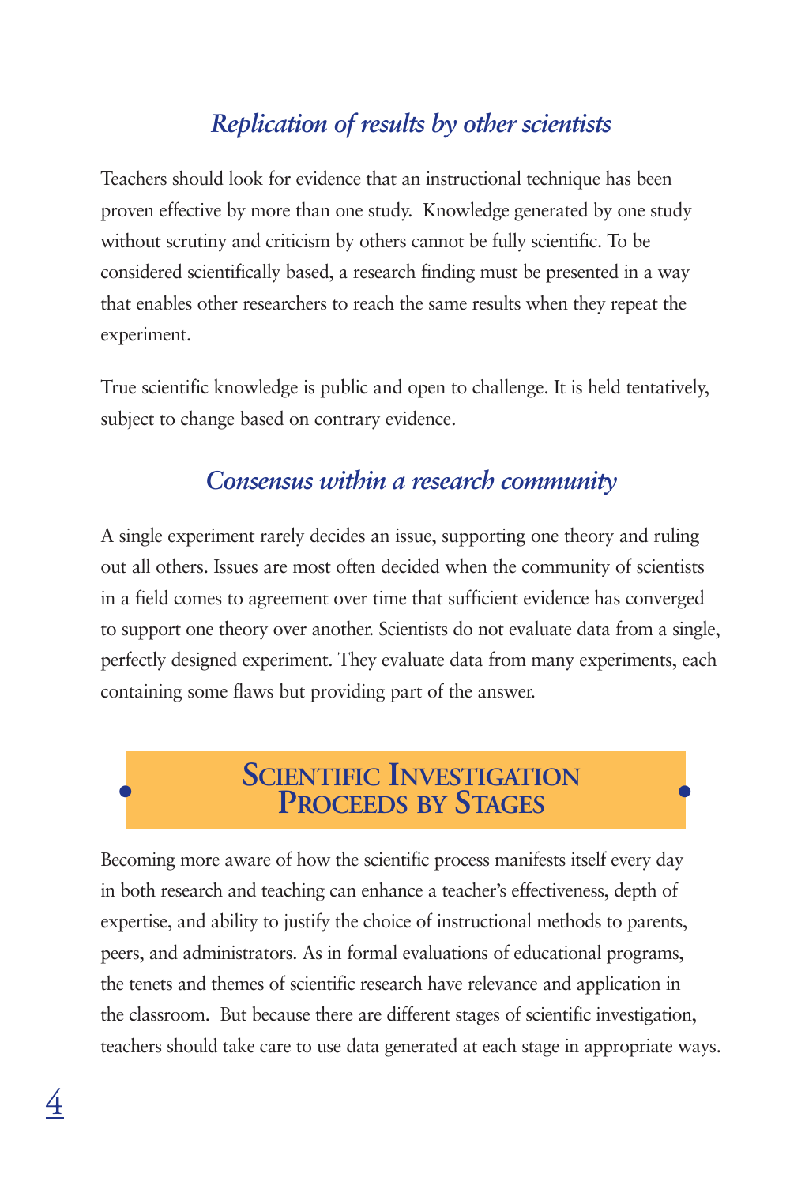### *Replication of results by other scientists*

Teachers should look for evidence that an instructional technique has been proven effective by more than one study. Knowledge generated by one study without scrutiny and criticism by others cannot be fully scientific. To be considered scientifically based, a research finding must be presented in a way that enables other researchers to reach the same results when they repeat the experiment.

True scientific knowledge is public and open to challenge. It is held tentatively, subject to change based on contrary evidence.

### *Consensus within a research community*

A single experiment rarely decides an issue, supporting one theory and ruling out all others. Issues are most often decided when the community of scientists in a field comes to agreement over time that sufficient evidence has converged to support one theory over another. Scientists do not evaluate data from a single, perfectly designed experiment. They evaluate data from many experiments, each containing some flaws but providing part of the answer.

## Scientific Investigation Proceeds by Stages

Becoming more aware of how the scientific process manifests itself every day in both research and teaching can enhance a teacher's effectiveness, depth of expertise, and ability to justify the choice of instructional methods to parents, peers, and administrators. As in formal evaluations of educational programs, the tenets and themes of scientific research have relevance and application in the classroom. But because there are different stages of scientific investigation, teachers should take care to use data generated at each stage in appropriate ways.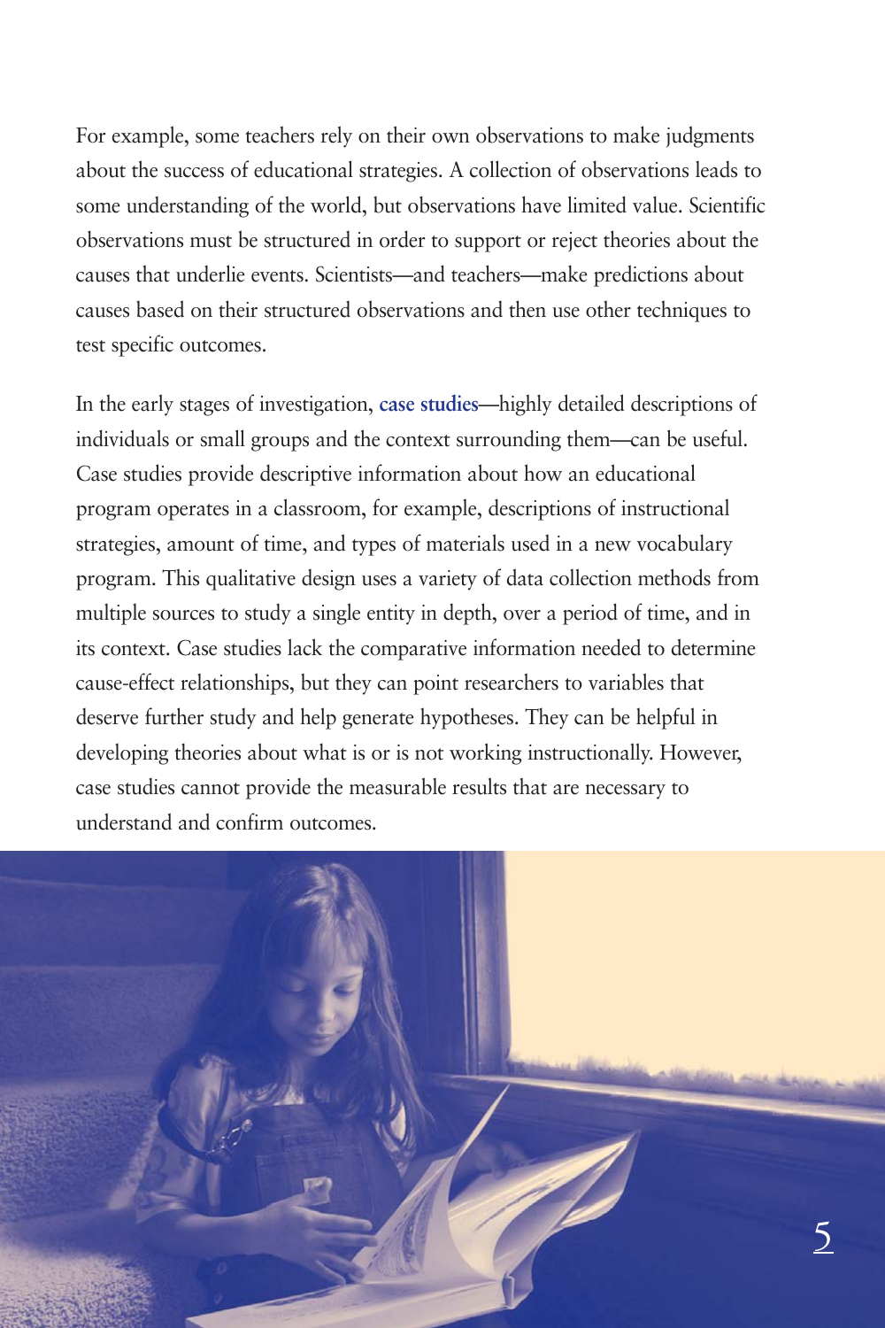For example, some teachers rely on their own observations to make judgments about the success of educational strategies. A collection of observations leads to some understanding of the world, but observations have limited value. Scientific observations must be structured in order to support or reject theories about the causes that underlie events. Scientists—and teachers—make predictions about causes based on their structured observations and then use other techniques to test specific outcomes.

In the early stages of investigation, **case studies**—highly detailed descriptions of individuals or small groups and the context surrounding them—can be useful. Case studies provide descriptive information about how an educational program operates in a classroom, for example, descriptions of instructional strategies, amount of time, and types of materials used in a new vocabulary program. This qualitative design uses a variety of data collection methods from multiple sources to study a single entity in depth, over a period of time, and in its context. Case studies lack the comparative information needed to determine cause-effect relationships, but they can point researchers to variables that deserve further study and help generate hypotheses. They can be helpful in developing theories about what is or is not working instructionally. However, case studies cannot provide the measurable results that are necessary to understand and confirm outcomes.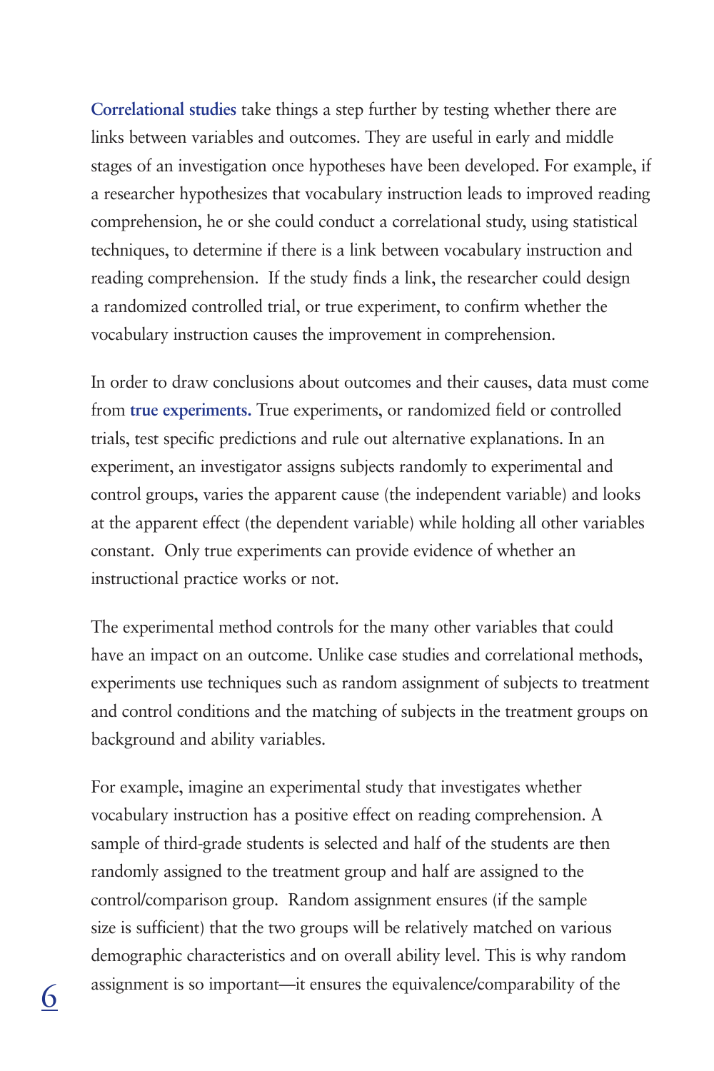**Correlational studies** take things a step further by testing whether there are links between variables and outcomes. They are useful in early and middle stages of an investigation once hypotheses have been developed. For example, if a researcher hypothesizes that vocabulary instruction leads to improved reading comprehension, he or she could conduct a correlational study, using statistical techniques, to determine if there is a link between vocabulary instruction and reading comprehension. If the study finds a link, the researcher could design a randomized controlled trial, or true experiment, to confirm whether the vocabulary instruction causes the improvement in comprehension.

In order to draw conclusions about outcomes and their causes, data must come from **true experiments.** True experiments, or randomized field or controlled trials, test specific predictions and rule out alternative explanations. In an experiment, an investigator assigns subjects randomly to experimental and control groups, varies the apparent cause (the independent variable) and looks at the apparent effect (the dependent variable) while holding all other variables constant. Only true experiments can provide evidence of whether an instructional practice works or not.

The experimental method controls for the many other variables that could have an impact on an outcome. Unlike case studies and correlational methods, experiments use techniques such as random assignment of subjects to treatment and control conditions and the matching of subjects in the treatment groups on background and ability variables.

For example, imagine an experimental study that investigates whether vocabulary instruction has a positive effect on reading comprehension. A sample of third-grade students is selected and half of the students are then randomly assigned to the treatment group and half are assigned to the control/comparison group. Random assignment ensures (if the sample size is sufficient) that the two groups will be relatively matched on various demographic characteristics and on overall ability level. This is why random assignment is so important—it ensures the equivalence/comparability of the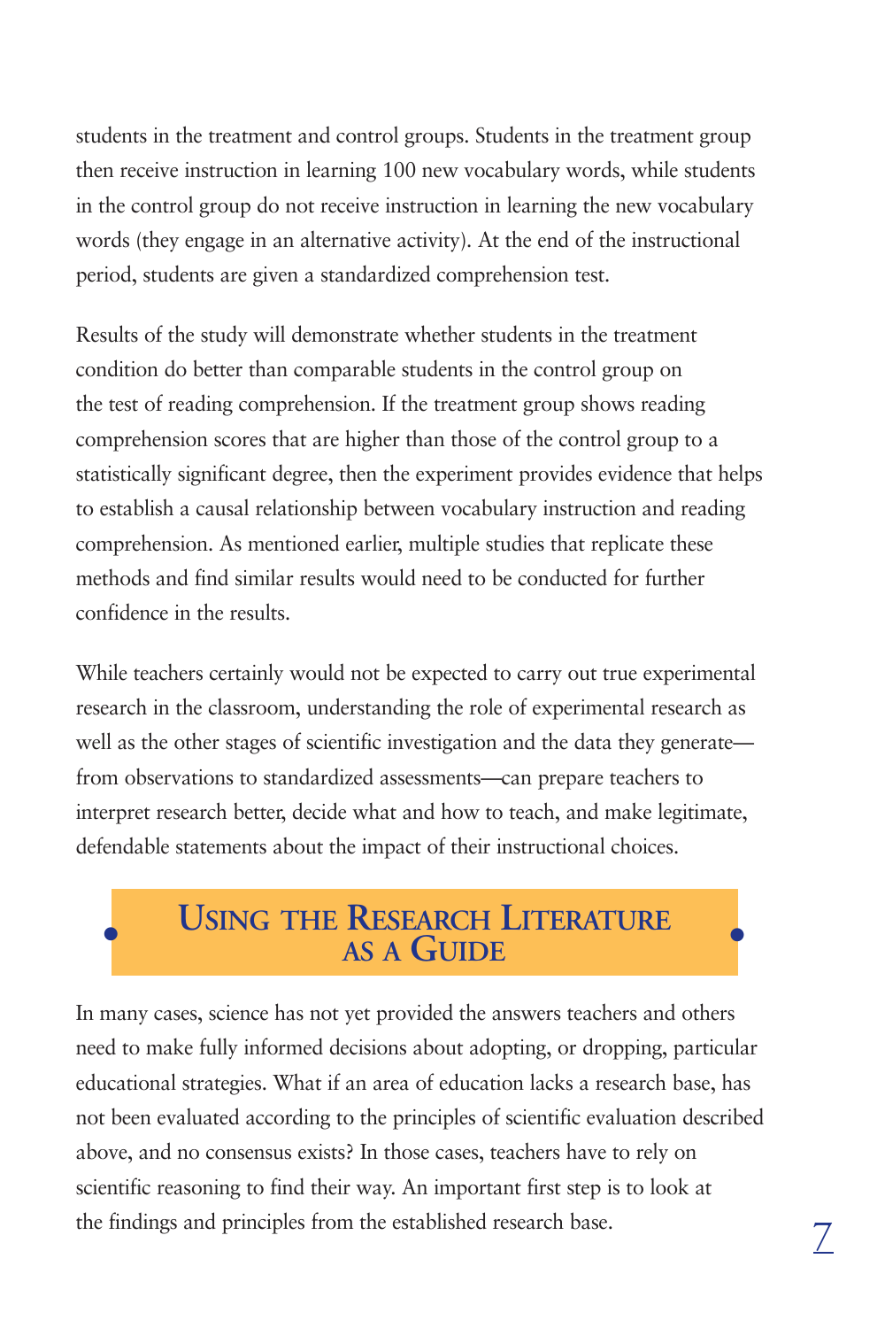students in the treatment and control groups. Students in the treatment group then receive instruction in learning 100 new vocabulary words, while students in the control group do not receive instruction in learning the new vocabulary words (they engage in an alternative activity). At the end of the instructional period, students are given a standardized comprehension test.

Results of the study will demonstrate whether students in the treatment condition do better than comparable students in the control group on the test of reading comprehension. If the treatment group shows reading comprehension scores that are higher than those of the control group to a statistically significant degree, then the experiment provides evidence that helps to establish a causal relationship between vocabulary instruction and reading comprehension. As mentioned earlier, multiple studies that replicate these methods and find similar results would need to be conducted for further confidence in the results.

While teachers certainly would not be expected to carry out true experimental research in the classroom, understanding the role of experimental research as well as the other stages of scientific investigation and the data they generate—from observations to standardized assessments—can prepare teachers to interpret research better, decide what and how to teach, and make legitimate, defendable statements about the impact of their instructional choices.

## Using the Research Literature as a Guide

In many cases, science has not yet provided the answers teachers and others need to make fully informed decisions about adopting, or dropping, particular educational strategies. What if an area of education lacks a research base, has not been evaluated according to the principles of scientific evaluation described above, and no consensus exists? In those cases, teachers have to rely on scientific reasoning to find their way. An important first step is to look at the findings and principles from the established research base.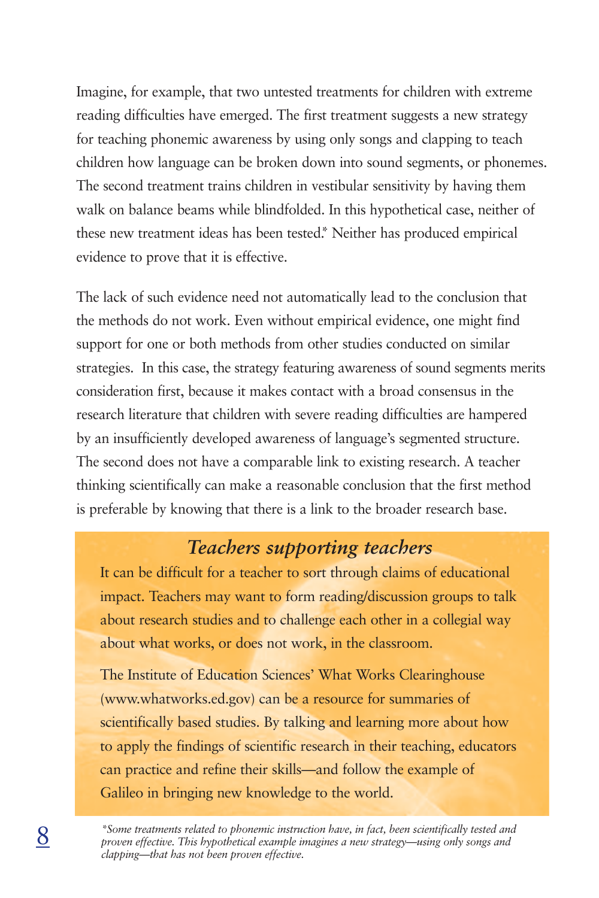Imagine, for example, that two untested treatments for children with extreme reading difficulties have emerged. The first treatment suggests a new strategy for teaching phonemic awareness by using only songs and clapping to teach children how language can be broken down into sound segments, or phonemes. The second treatment trains children in vestibular sensitivity by having them walk on balance beams while blindfolded. In this hypothetical case, neither of these new treatment ideas has been tested.* Neither has produced empirical evidence to prove that it is effective.

The lack of such evidence need not automatically lead to the conclusion that the methods do not work. Even without empirical evidence, one might find support for one or both methods from other studies conducted on similar strategies. In this case, the strategy featuring awareness of sound segments merits consideration first, because it makes contact with a broad consensus in the research literature that children with severe reading difficulties are hampered by an insufficiently developed awareness of language's segmented structure. The second does not have a comparable link to existing research. A teacher thinking scientifically can make a reasonable conclusion that the first method is preferable by knowing that there is a link to the broader research base.

## *Teachers supporting teachers*

It can be difficult for a teacher to sort through claims of educational impact. Teachers may want to form reading/discussion groups to talk about research studies and to challenge each other in a collegial way about what works, or does not work, in the classroom.

The Institute of Education Sciences' What Works Clearinghouse (www.whatworks.ed.gov) can be a resource for summaries of scientifically based studies. By talking and learning more about how to apply the findings of scientific research in their teaching, educators can practice and refine their skills—and follow the example of Galileo in bringing new knowledge to the world.

*\*Some treatments related to phonemic instruction have, in fact, been scientifically tested and proven effective. This hypothetical example imagines a new strategy—using only songs and clapping—that has not been proven effective.*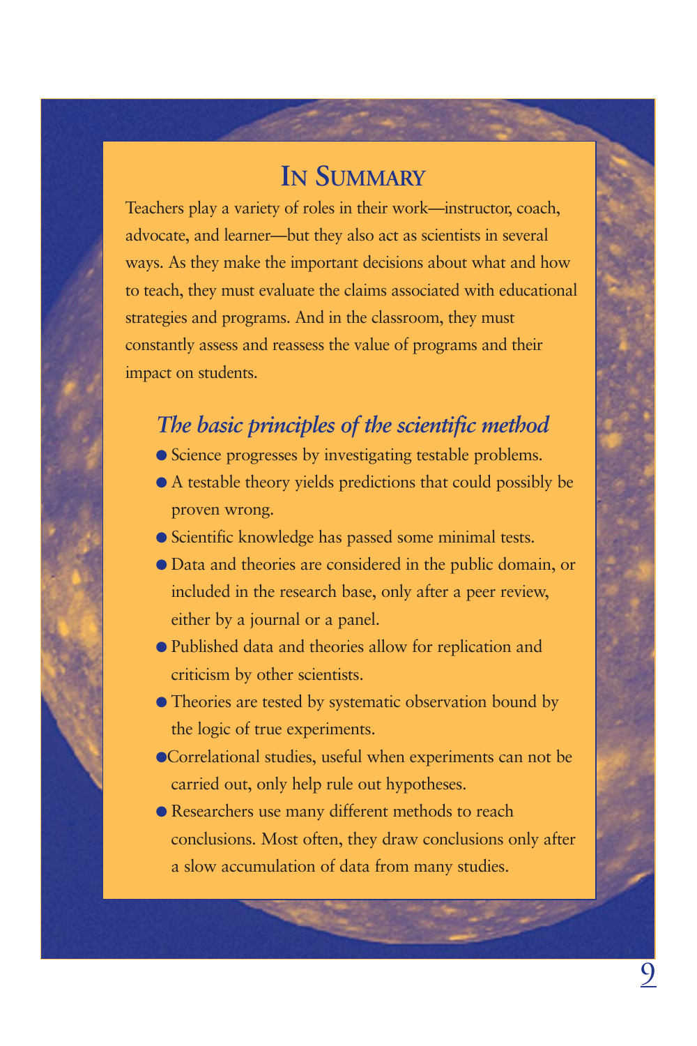## In Summary

Teachers play a variety of roles in their work—instructor, coach, advocate, and learner—but they also act as scientists in several ways. As they make the important decisions about what and how to teach, they must evaluate the claims associated with educational strategies and programs. And in the classroom, they must constantly assess and reassess the value of programs and their impact on students.

### *The basic principles of the scientific method*

- Science progresses by investigating testable problems.
- A testable theory yields predictions that could possibly be proven wrong.
- Scientific knowledge has passed some minimal tests.
- Data and theories are considered in the public domain, or included in the research base, only after a peer review, either by a journal or a panel.
- Published data and theories allow for replication and criticism by other scientists.
- Theories are tested by systematic observation bound by the logic of true experiments.
- Correlational studies, useful when experiments can not be carried out, only help rule out hypotheses.
- Researchers use many different methods to reach conclusions. Most often, they draw conclusions only after a slow accumulation of data from many studies.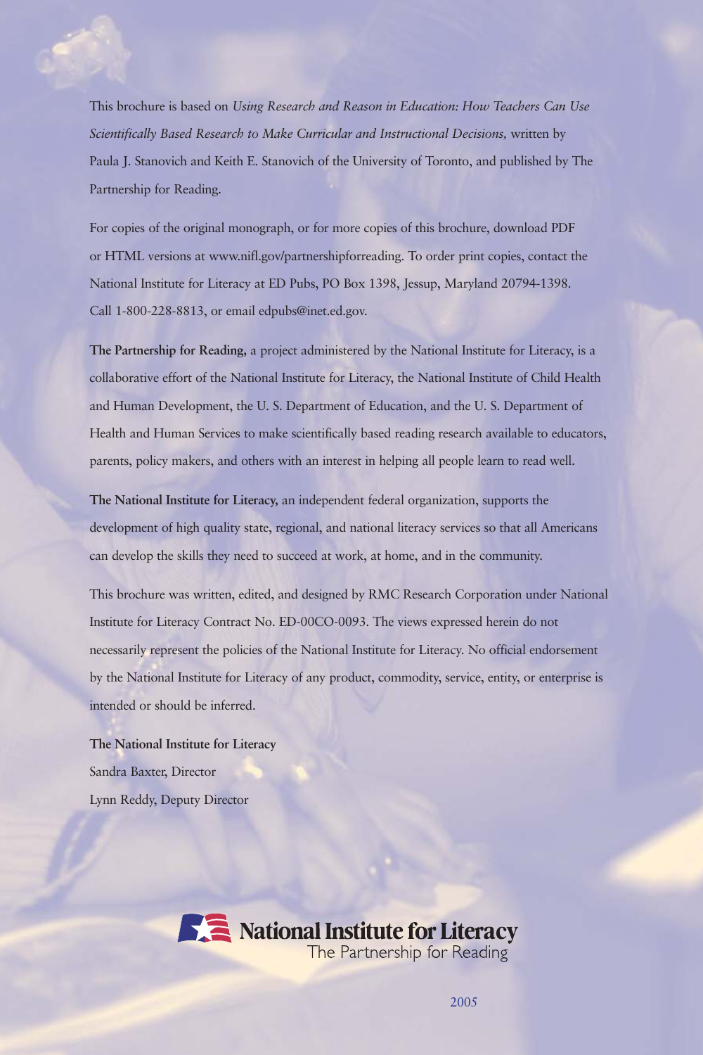This brochure is based on *Using Research and Reason in Education: How Teachers Can Use Scientifically Based Research to Make Curricular and Instructional Decisions,* written by Paula J. Stanovich and Keith E. Stanovich of the University of Toronto, and published by The Partnership for Reading.

For copies of the original monograph, or for more copies of this brochure, download PDF or HTML versions at www.nifl.gov/partnershipforreading. To order print copies, contact the National Institute for Literacy at ED Pubs, PO Box 1398, Jessup, Maryland 20794-1398. Call 1-800-228-8813, or email edpubs@inet.ed.gov.

**The Partnership for Reading,** a project administered by the National Institute for Literacy, is a collaborative effort of the National Institute for Literacy, the National Institute of Child Health and Human Development, the U. S. Department of Education, and the U. S. Department of Health and Human Services to make scientifically based reading research available to educators, parents, policy makers, and others with an interest in helping all people learn to read well.

**The National Institute for Literacy,** an independent federal organization, supports the development of high quality state, regional, and national literacy services so that all Americans can develop the skills they need to succeed at work, at home, and in the community.

This brochure was written, edited, and designed by RMC Research Corporation under National Institute for Literacy Contract No. ED-00CO-0093. The views expressed herein do not necessarily represent the policies of the National Institute for Literacy. No official endorsement by the National Institute for Literacy of any product, commodity, service, entity, or enterprise is intended or should be inferred.

**The National Institute for Literacy**
Sandra Baxter, Director
Lynn Reddy, Deputy Director

**National Institute for Literacy**
The Partnership for Reading

2005